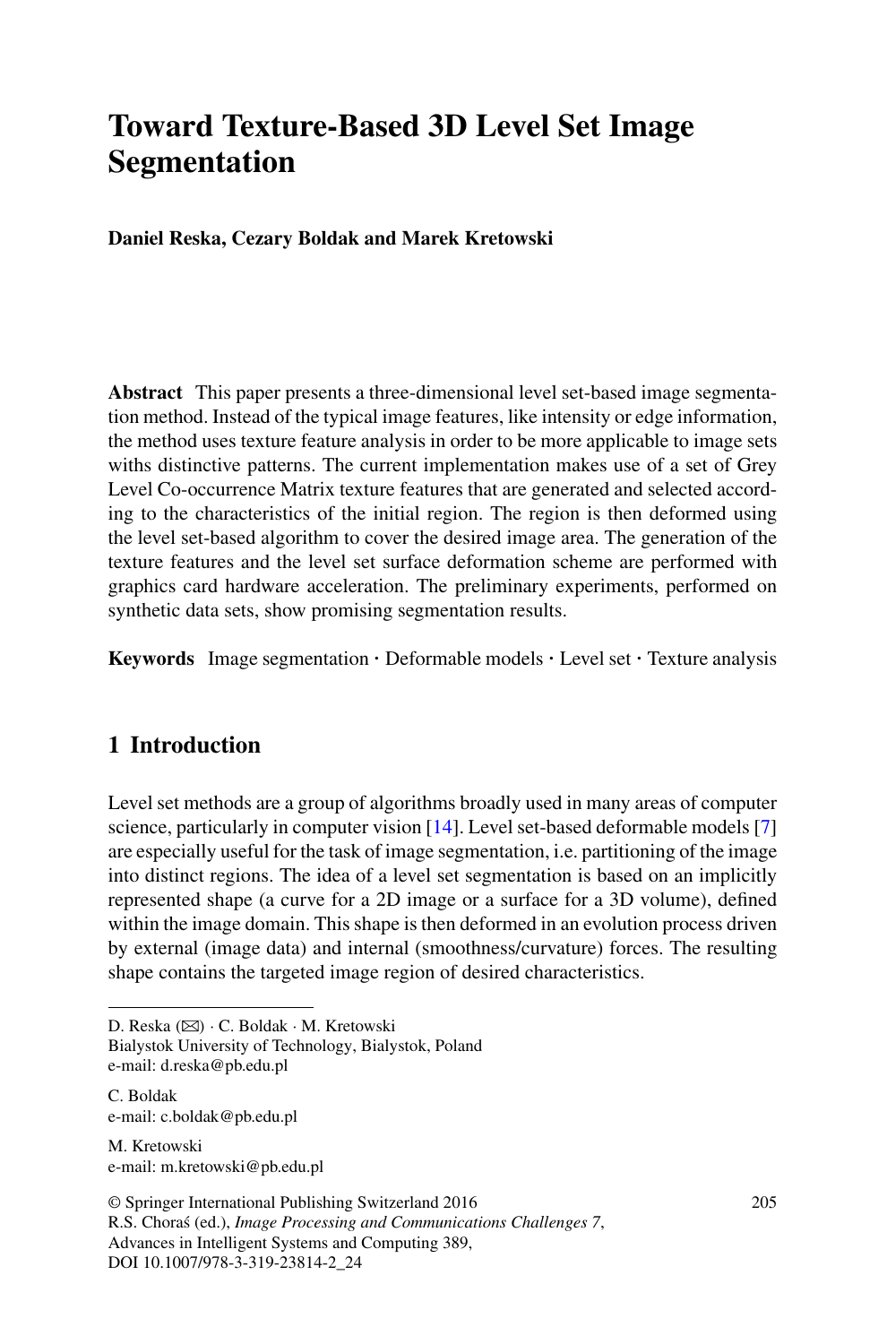# Toward Texture-Based 3D Level Set Image Segmentation

**Daniel Reska, Cezary Boldak and Marek Kretowski**

**Abstract** This paper presents a three-dimensional level set-based image segmentation method. Instead of the typical image features, like intensity or edge information, the method uses texture feature analysis in order to be more applicable to image sets withs distinctive patterns. The current implementation makes use of a set of Grey Level Co-occurrence Matrix texture features that are generated and selected according to the characteristics of the initial region. The region is then deformed using the level set-based algorithm to cover the desired image area. The generation of the texture features and the level set surface deformation scheme are performed with graphics card hardware acceleration. The preliminary experiments, performed on synthetic data sets, show promising segmentation results.

**Keywords** Image segmentation · Deformable models · Level set · Texture analysis

## 1 Introduction

Level set methods are a group of algorithms broadly used in many areas of computer science, particularly in computer vision [14]. Level set-based deformable models [7] are especially useful for the task of image segmentation, i.e. partitioning of the image into distinct regions. The idea of a level set segmentation is based on an implicitly represented shape (a curve for a 2D image or a surface for a 3D volume), defined within the image domain. This shape is then deformed in an evolution process driven by external (image data) and internal (smoothness/curvature) forces. The resulting shape contains the targeted image region of desired characteristics.

D. Reska (✉) · C. Boldak · M. Kretowski
Bialystok University of Technology, Bialystok, Poland
e-mail: d.reska@pb.edu.pl

C. Boldak
e-mail: c.boldak@pb.edu.pl

M. Kretowski
e-mail: m.kretowski@pb.edu.pl

© Springer International Publishing Switzerland 2016
R.S. Choraś (ed.), *Image Processing and Communications Challenges 7*,
Advances in Intelligent Systems and Computing 389,
DOI 10.1007/978-3-319-23814-2_24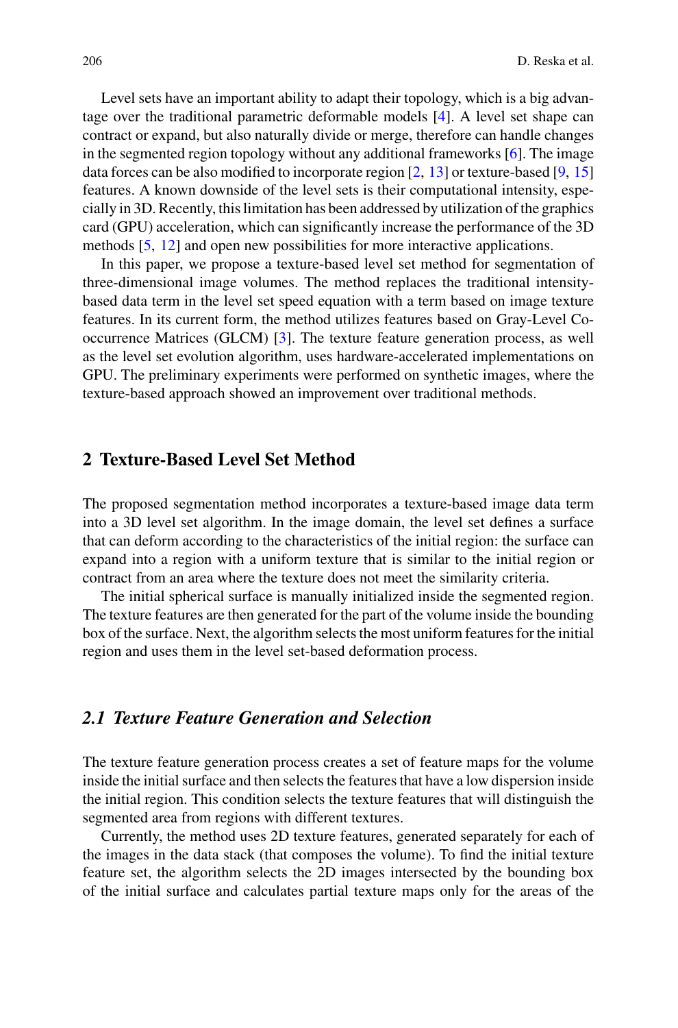Level sets have an important ability to adapt their topology, which is a big advantage over the traditional parametric deformable models [4]. A level set shape can contract or expand, but also naturally divide or merge, therefore can handle changes in the segmented region topology without any additional frameworks [6]. The image data forces can be also modified to incorporate region [2, 13] or texture-based [9, 15] features. A known downside of the level sets is their computational intensity, especially in 3D. Recently, this limitation has been addressed by utilization of the graphics card (GPU) acceleration, which can significantly increase the performance of the 3D methods [5, 12] and open new possibilities for more interactive applications.

In this paper, we propose a texture-based level set method for segmentation of three-dimensional image volumes. The method replaces the traditional intensity-based data term in the level set speed equation with a term based on image texture features. In its current form, the method utilizes features based on Gray-Level Co-occurrence Matrices (GLCM) [3]. The texture feature generation process, as well as the level set evolution algorithm, uses hardware-accelerated implementations on GPU. The preliminary experiments were performed on synthetic images, where the texture-based approach showed an improvement over traditional methods.

## 2 Texture-Based Level Set Method

The proposed segmentation method incorporates a texture-based image data term into a 3D level set algorithm. In the image domain, the level set defines a surface that can deform according to the characteristics of the initial region: the surface can expand into a region with a uniform texture that is similar to the initial region or contract from an area where the texture does not meet the similarity criteria.

The initial spherical surface is manually initialized inside the segmented region. The texture features are then generated for the part of the volume inside the bounding box of the surface. Next, the algorithm selects the most uniform features for the initial region and uses them in the level set-based deformation process.

### *2.1 Texture Feature Generation and Selection*

The texture feature generation process creates a set of feature maps for the volume inside the initial surface and then selects the features that have a low dispersion inside the initial region. This condition selects the texture features that will distinguish the segmented area from regions with different textures.

Currently, the method uses 2D texture features, generated separately for each of the images in the data stack (that composes the volume). To find the initial texture feature set, the algorithm selects the 2D images intersected by the bounding box of the initial surface and calculates partial texture maps only for the areas of the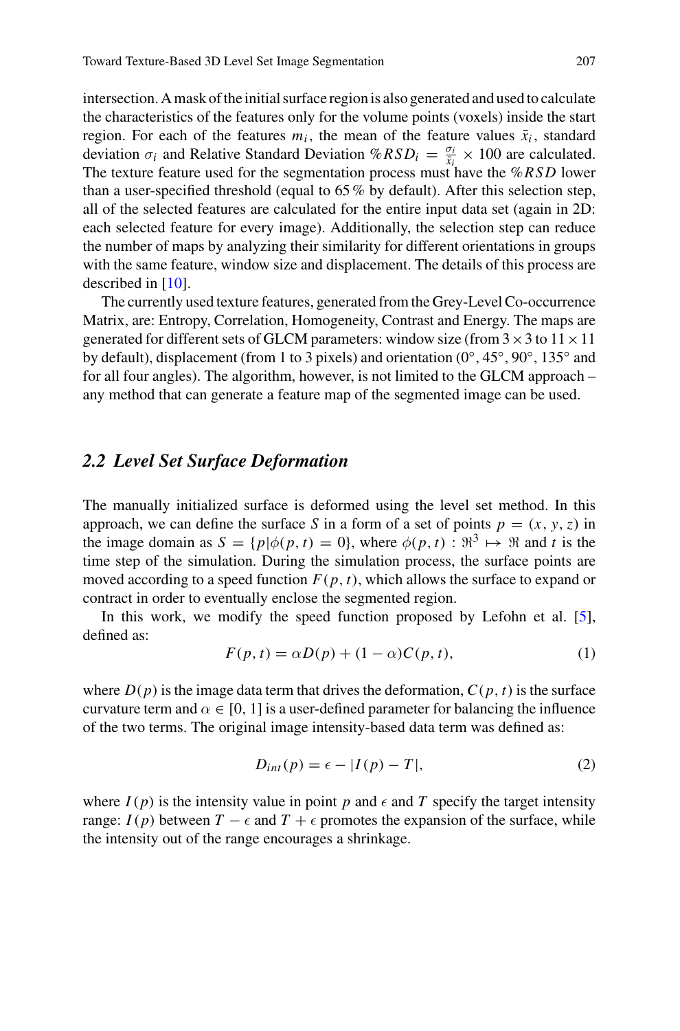intersection. A mask of the initial surface region is also generated and used to calculate the characteristics of the features only for the volume points (voxels) inside the start region. For each of the features $m_i$, the mean of the feature values $\bar{x}_i$, standard deviation $\sigma_i$ and Relative Standard Deviation $\%RSD_i = \frac{\sigma_i}{\bar{x}_i} \times 100$ are calculated. The texture feature used for the segmentation process must have the $\%RSD$ lower than a user-specified threshold (equal to 65 % by default). After this selection step, all of the selected features are calculated for the entire input data set (again in 2D: each selected feature for every image). Additionally, the selection step can reduce the number of maps by analyzing their similarity for different orientations in groups with the same feature, window size and displacement. The details of this process are described in [10].

The currently used texture features, generated from the Grey-Level Co-occurrence Matrix, are: Entropy, Correlation, Homogeneity, Contrast and Energy. The maps are generated for different sets of GLCM parameters: window size (from $3 \times 3$ to $11 \times 11$ by default), displacement (from 1 to 3 pixels) and orientation (0°, 45°, 90°, 135° and for all four angles). The algorithm, however, is not limited to the GLCM approach – any method that can generate a feature map of the segmented image can be used.

## *2.2 Level Set Surface Deformation*

The manually initialized surface is deformed using the level set method. In this approach, we can define the surface $S$ in a form of a set of points $p = (x, y, z)$ in the image domain as $S = \{p|\phi(p, t) = 0\}$, where $\phi(p, t) : \Re^3 \mapsto \Re$ and $t$ is the time step of the simulation. During the simulation process, the surface points are moved according to a speed function $F(p, t)$, which allows the surface to expand or contract in order to eventually enclose the segmented region.

In this work, we modify the speed function proposed by Lefohn et al. [5], defined as:

$$F(p, t) = \alpha D(p) + (1 - \alpha)C(p, t), \tag{1}$$

where $D(p)$ is the image data term that drives the deformation, $C(p, t)$ is the surface curvature term and $\alpha \in [0, 1]$ is a user-defined parameter for balancing the influence of the two terms. The original image intensity-based data term was defined as:

$$D_{int}(p) = \epsilon - |I(p) - T|, \tag{2}$$

where $I(p)$ is the intensity value in point $p$ and $\epsilon$ and $T$ specify the target intensity range: $I(p)$ between $T - \epsilon$ and $T + \epsilon$ promotes the expansion of the surface, while the intensity out of the range encourages a shrinkage.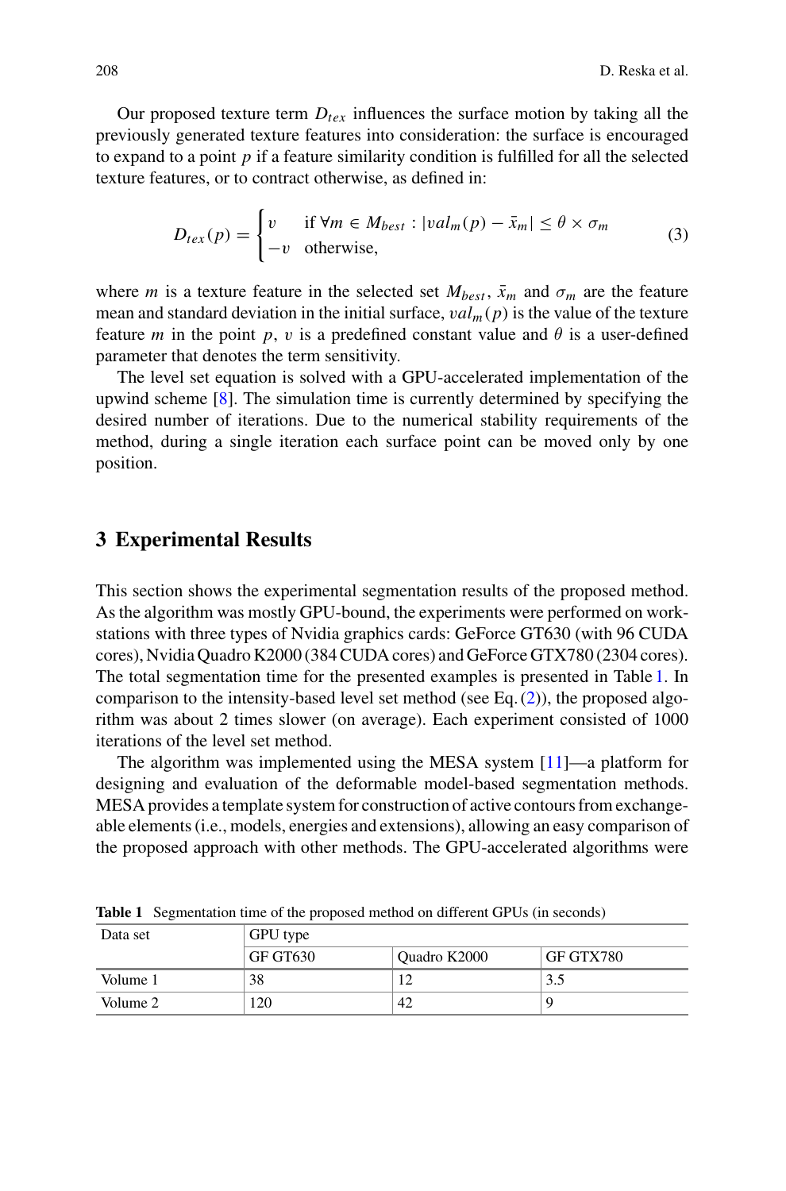Our proposed texture term $D_{tex}$ influences the surface motion by taking all the previously generated texture features into consideration: the surface is encouraged to expand to a point $p$ if a feature similarity condition is fulfilled for all the selected texture features, or to contract otherwise, as defined in:

$$D_{tex}(p) = \begin{cases} v & \text{if } \forall m \in M_{best} : |val_m(p) - \bar{x}_m| \leq \theta \times \sigma_m \\ -v & \text{otherwise,} \end{cases} \tag{3}$$

where $m$ is a texture feature in the selected set $M_{best}$, $\bar{x}_m$ and $\sigma_m$ are the feature mean and standard deviation in the initial surface, $val_m(p)$ is the value of the texture feature $m$ in the point $p$, $v$ is a predefined constant value and $\theta$ is a user-defined parameter that denotes the term sensitivity.

The level set equation is solved with a GPU-accelerated implementation of the upwind scheme [8]. The simulation time is currently determined by specifying the desired number of iterations. Due to the numerical stability requirements of the method, during a single iteration each surface point can be moved only by one position.

## 3 Experimental Results

This section shows the experimental segmentation results of the proposed method. As the algorithm was mostly GPU-bound, the experiments were performed on workstations with three types of Nvidia graphics cards: GeForce GT630 (with 96 CUDA cores), Nvidia Quadro K2000 (384 CUDA cores) and GeForce GTX780 (2304 cores). The total segmentation time for the presented examples is presented in Table 1. In comparison to the intensity-based level set method (see Eq. (2)), the proposed algorithm was about 2 times slower (on average). Each experiment consisted of 1000 iterations of the level set method.

The algorithm was implemented using the MESA system [11]—a platform for designing and evaluation of the deformable model-based segmentation methods. MESA provides a template system for construction of active contours from exchangeable elements (i.e., models, energies and extensions), allowing an easy comparison of the proposed approach with other methods. The GPU-accelerated algorithms were

**Table 1** Segmentation time of the proposed method on different GPUs (in seconds)

| Data set | GPU type | | |
|---|---|---|---|
| | GF GT630 | Quadro K2000 | GF GTX780 |
| Volume 1 | 38 | 12 | 3.5 |
| Volume 2 | 120 | 42 | 9 |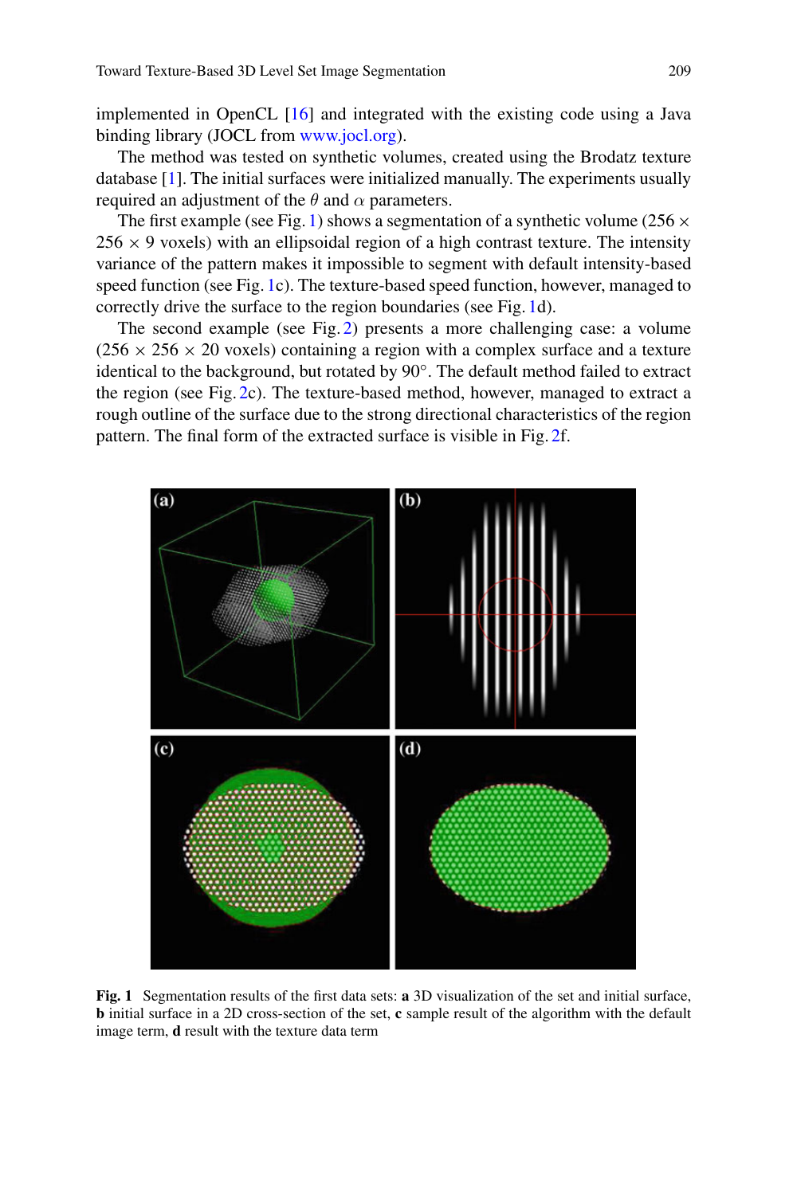implemented in OpenCL [16] and integrated with the existing code using a Java binding library (JOCL from www.jocl.org).

The method was tested on synthetic volumes, created using the Brodatz texture database [1]. The initial surfaces were initialized manually. The experiments usually required an adjustment of the $\theta$ and $\alpha$ parameters.

The first example (see Fig. 1) shows a segmentation of a synthetic volume ($256 \times 256 \times 9$ voxels) with an ellipsoidal region of a high contrast texture. The intensity variance of the pattern makes it impossible to segment with default intensity-based speed function (see Fig. 1c). The texture-based speed function, however, managed to correctly drive the surface to the region boundaries (see Fig. 1d).

The second example (see Fig. 2) presents a more challenging case: a volume ($256 \times 256 \times 20$ voxels) containing a region with a complex surface and a texture identical to the background, but rotated by 90°. The default method failed to extract the region (see Fig. 2c). The texture-based method, however, managed to extract a rough outline of the surface due to the strong directional characteristics of the region pattern. The final form of the extracted surface is visible in Fig. 2f.

**Fig. 1** Segmentation results of the first data sets: **a** 3D visualization of the set and initial surface, **b** initial surface in a 2D cross-section of the set, **c** sample result of the algorithm with the default image term, **d** result with the texture data term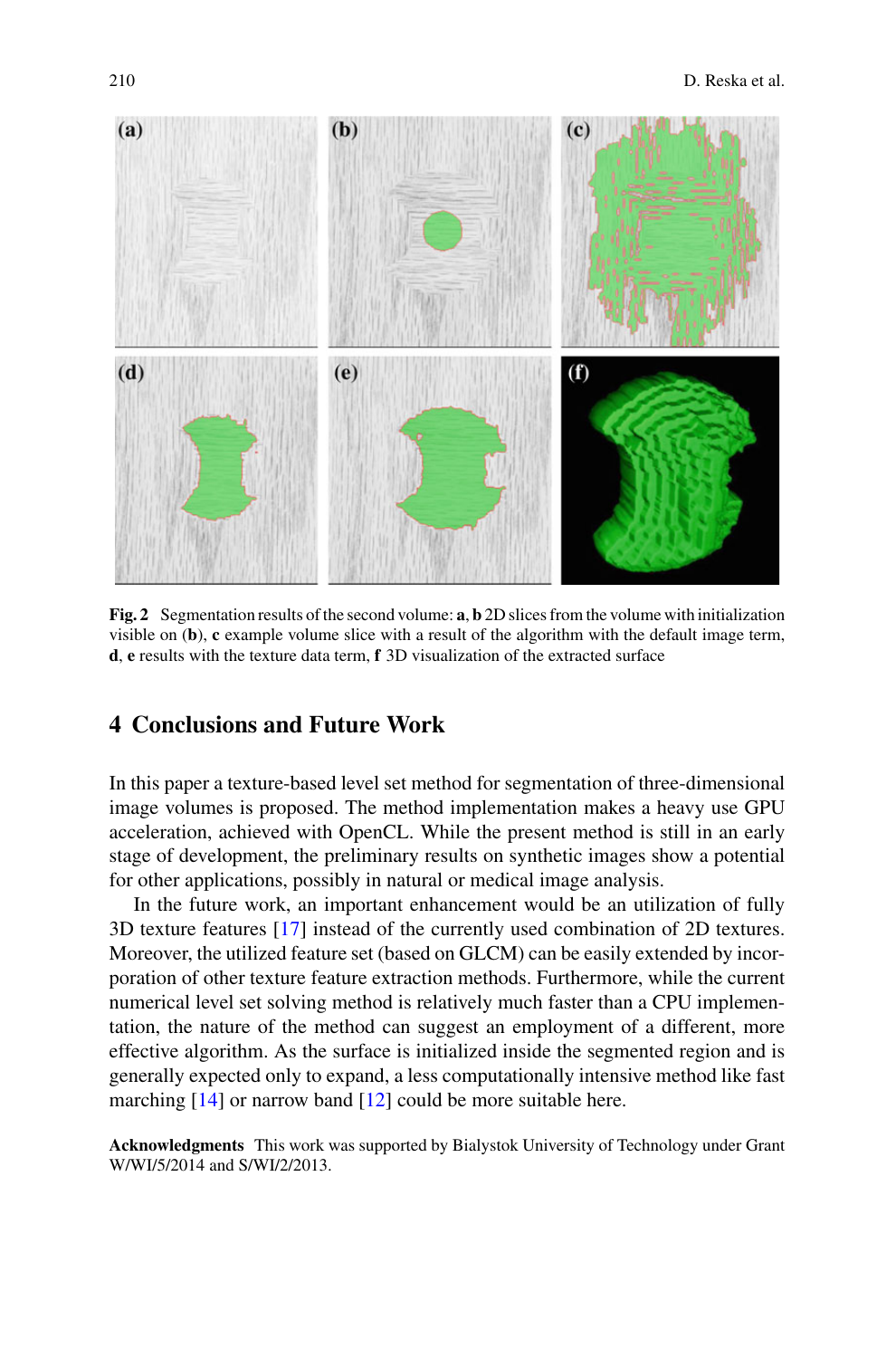**Fig. 2** Segmentation results of the second volume: **a**, **b** 2D slices from the volume with initialization visible on (**b**), **c** example volume slice with a result of the algorithm with the default image term, **d**, **e** results with the texture data term, **f** 3D visualization of the extracted surface

## 4 Conclusions and Future Work

In this paper a texture-based level set method for segmentation of three-dimensional image volumes is proposed. The method implementation makes a heavy use GPU acceleration, achieved with OpenCL. While the present method is still in an early stage of development, the preliminary results on synthetic images show a potential for other applications, possibly in natural or medical image analysis.

In the future work, an important enhancement would be an utilization of fully 3D texture features [17] instead of the currently used combination of 2D textures. Moreover, the utilized feature set (based on GLCM) can be easily extended by incorporation of other texture feature extraction methods. Furthermore, while the current numerical level set solving method is relatively much faster than a CPU implementation, the nature of the method can suggest an employment of a different, more effective algorithm. As the surface is initialized inside the segmented region and is generally expected only to expand, a less computationally intensive method like fast marching [14] or narrow band [12] could be more suitable here.

**Acknowledgments** This work was supported by Bialystok University of Technology under Grant W/WI/5/2014 and S/WI/2/2013.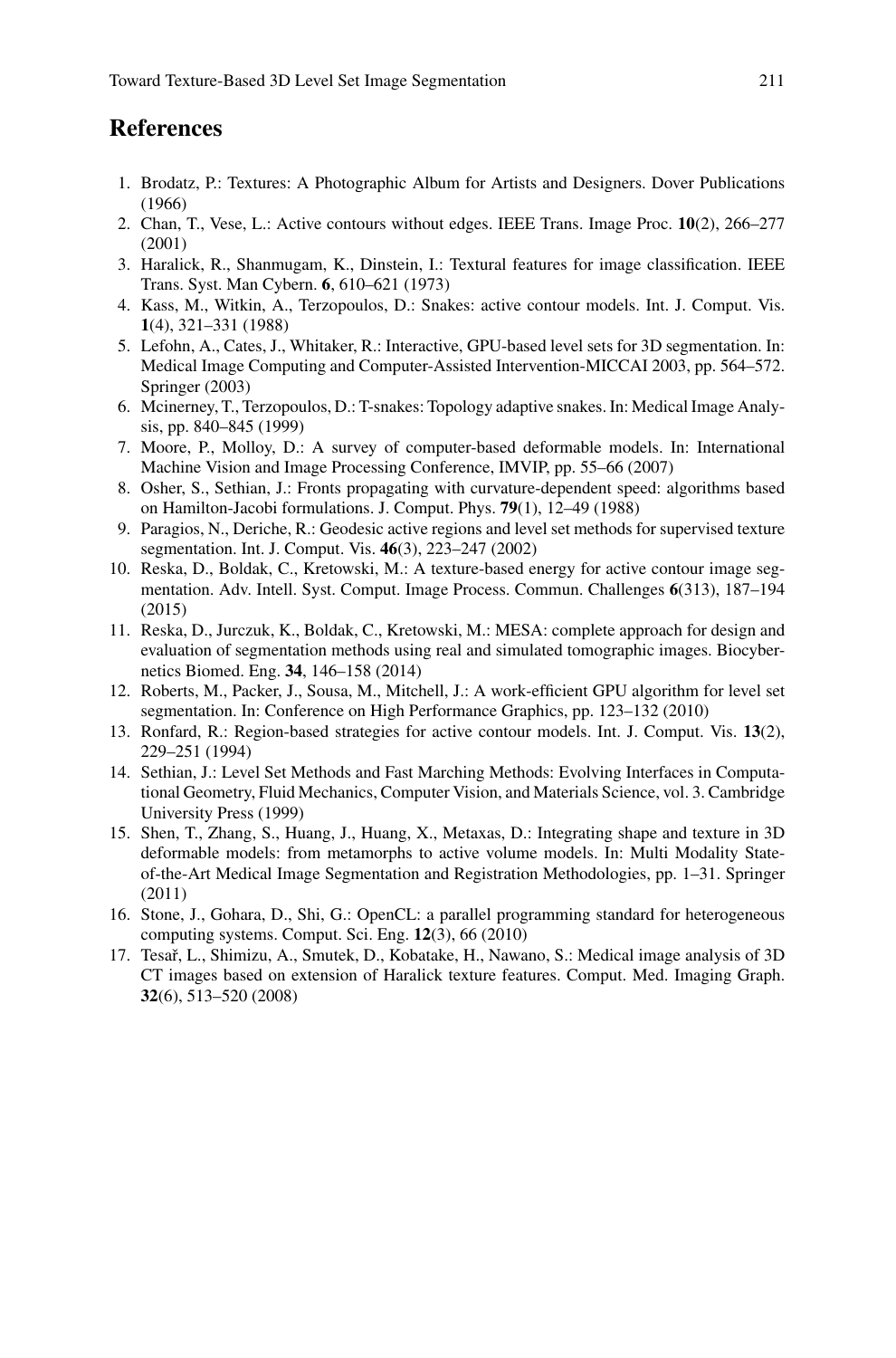## References

1. Brodatz, P.: Textures: A Photographic Album for Artists and Designers. Dover Publications (1966)
2. Chan, T., Vese, L.: Active contours without edges. IEEE Trans. Image Proc. **10**(2), 266–277 (2001)
3. Haralick, R., Shanmugam, K., Dinstein, I.: Textural features for image classification. IEEE Trans. Syst. Man Cybern. **6**, 610–621 (1973)
4. Kass, M., Witkin, A., Terzopoulos, D.: Snakes: active contour models. Int. J. Comput. Vis. **1**(4), 321–331 (1988)
5. Lefohn, A., Cates, J., Whitaker, R.: Interactive, GPU-based level sets for 3D segmentation. In: Medical Image Computing and Computer-Assisted Intervention-MICCAI 2003, pp. 564–572. Springer (2003)
6. Mcinerney, T., Terzopoulos, D.: T-snakes: Topology adaptive snakes. In: Medical Image Analysis, pp. 840–845 (1999)
7. Moore, P., Molloy, D.: A survey of computer-based deformable models. In: International Machine Vision and Image Processing Conference, IMVIP, pp. 55–66 (2007)
8. Osher, S., Sethian, J.: Fronts propagating with curvature-dependent speed: algorithms based on Hamilton-Jacobi formulations. J. Comput. Phys. **79**(1), 12–49 (1988)
9. Paragios, N., Deriche, R.: Geodesic active regions and level set methods for supervised texture segmentation. Int. J. Comput. Vis. **46**(3), 223–247 (2002)
10. Reska, D., Boldak, C., Kretowski, M.: A texture-based energy for active contour image segmentation. Adv. Intell. Syst. Comput. Image Process. Commun. Challenges **6**(313), 187–194 (2015)
11. Reska, D., Jurczuk, K., Boldak, C., Kretowski, M.: MESA: complete approach for design and evaluation of segmentation methods using real and simulated tomographic images. Biocybernetics Biomed. Eng. **34**, 146–158 (2014)
12. Roberts, M., Packer, J., Sousa, M., Mitchell, J.: A work-efficient GPU algorithm for level set segmentation. In: Conference on High Performance Graphics, pp. 123–132 (2010)
13. Ronfard, R.: Region-based strategies for active contour models. Int. J. Comput. Vis. **13**(2), 229–251 (1994)
14. Sethian, J.: Level Set Methods and Fast Marching Methods: Evolving Interfaces in Computational Geometry, Fluid Mechanics, Computer Vision, and Materials Science, vol. 3. Cambridge University Press (1999)
15. Shen, T., Zhang, S., Huang, J., Huang, X., Metaxas, D.: Integrating shape and texture in 3D deformable models: from metamorphs to active volume models. In: Multi Modality State-of-the-Art Medical Image Segmentation and Registration Methodologies, pp. 1–31. Springer (2011)
16. Stone, J., Gohara, D., Shi, G.: OpenCL: a parallel programming standard for heterogeneous computing systems. Comput. Sci. Eng. **12**(3), 66 (2010)
17. Tesař, L., Shimizu, A., Smutek, D., Kobatake, H., Nawano, S.: Medical image analysis of 3D CT images based on extension of Haralick texture features. Comput. Med. Imaging Graph. **32**(6), 513–520 (2008)